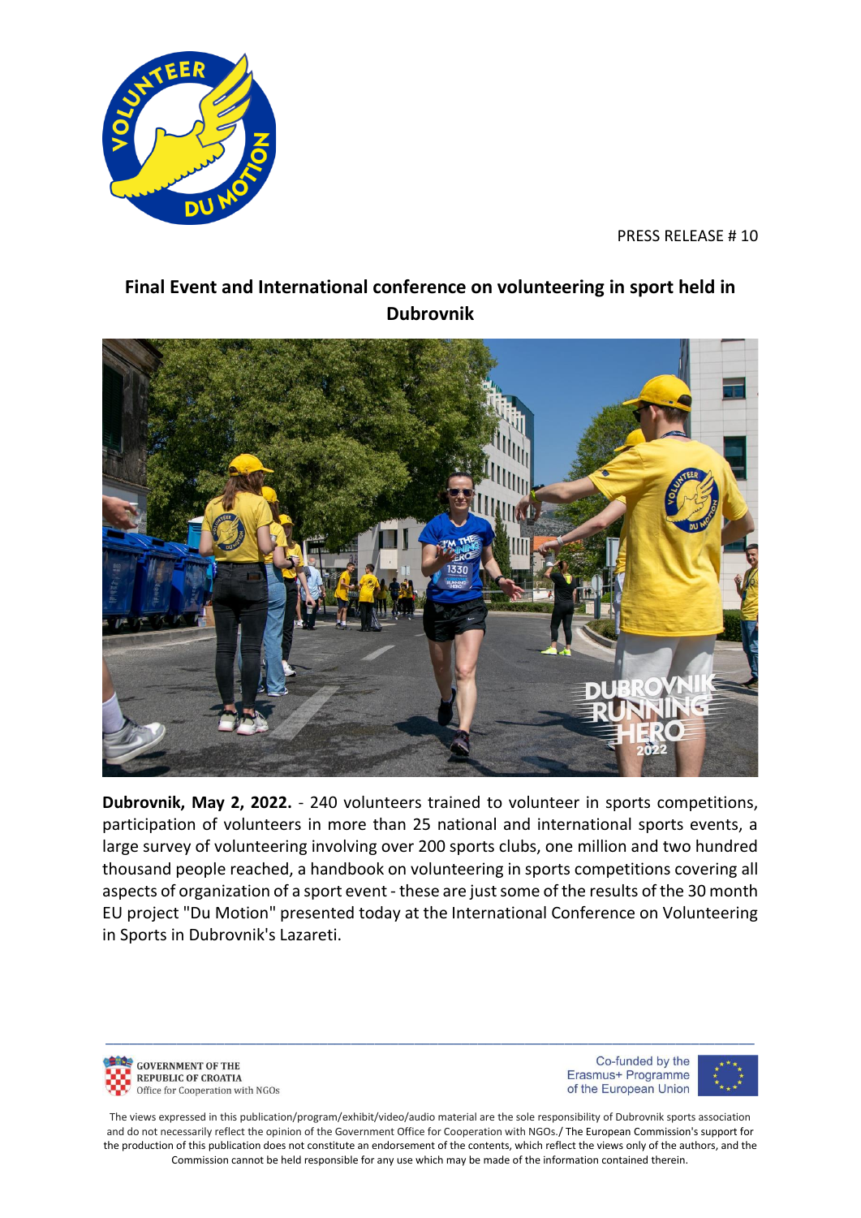PRESS RELEASE # 10

# Final Event and International conference on volunteering in sport held in Dubrovnik

**Dubrovnik, May 2, 2022.** - 240 volunteers trained to volunteer in sports competitions, participation of volunteers in more than 25 national and international sports events, a large survey of volunteering involving over 200 sports clubs, one million and two hundred thousand people reached, a handbook on volunteering in sports competitions covering all aspects of organization of a sport event - these are just some of the results of the 30 month EU project "Du Motion" presented today at the International Conference on Volunteering in Sports in Dubrovnik's Lazareti.

GOVERNMENT OF THE REPUBLIC OF CROATIA
Office for Cooperation with NGOs

Co-funded by the Erasmus+ Programme of the European Union

The views expressed in this publication/program/exhibit/video/audio material are the sole responsibility of Dubrovnik sports association and do not necessarily reflect the opinion of the Government Office for Cooperation with NGOs./ The European Commission's support for the production of this publication does not constitute an endorsement of the contents, which reflect the views only of the authors, and the Commission cannot be held responsible for any use which may be made of the information contained therein.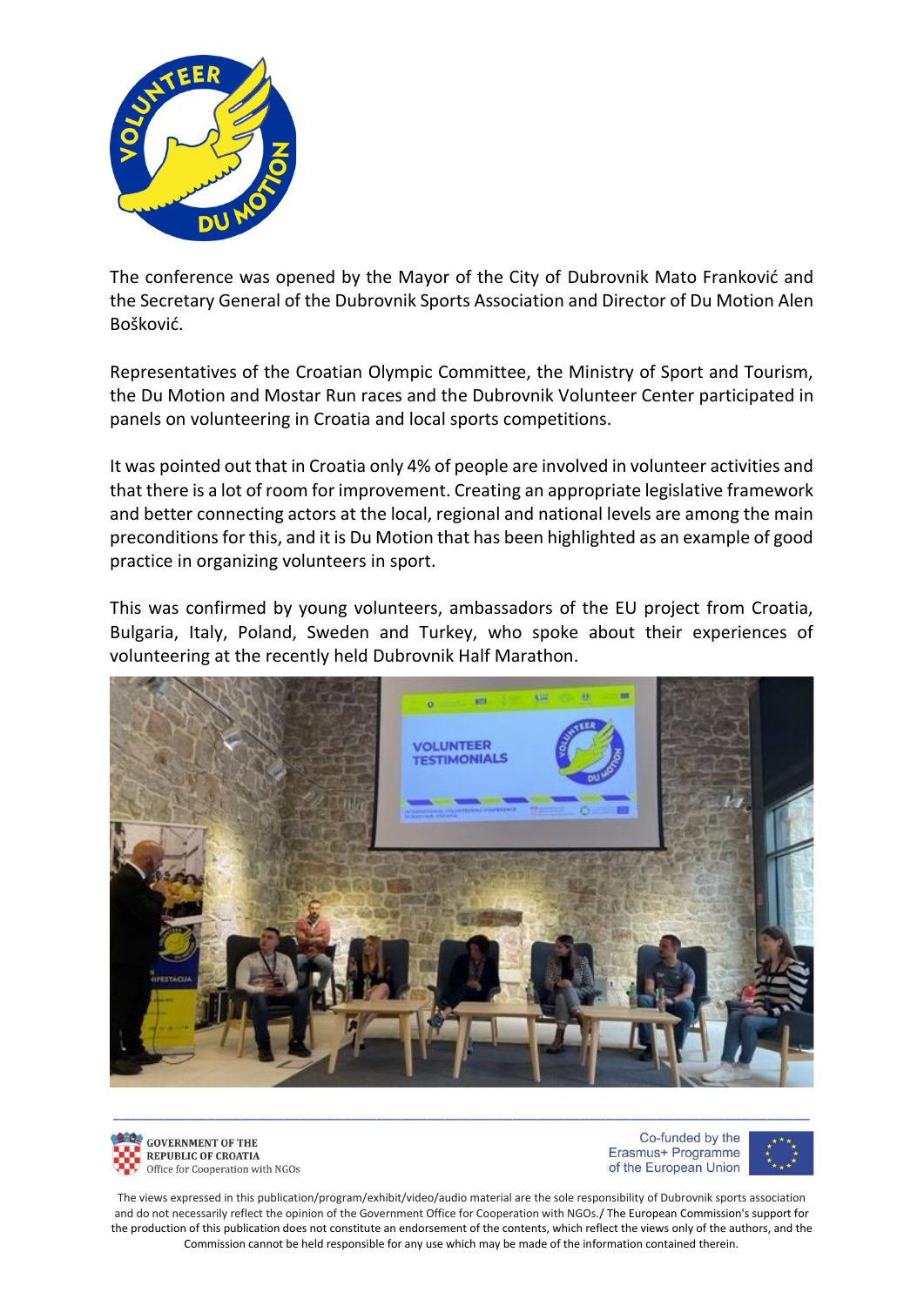The conference was opened by the Mayor of the City of Dubrovnik Mato Franković and the Secretary General of the Dubrovnik Sports Association and Director of Du Motion Alen Bošković.

Representatives of the Croatian Olympic Committee, the Ministry of Sport and Tourism, the Du Motion and Mostar Run races and the Dubrovnik Volunteer Center participated in panels on volunteering in Croatia and local sports competitions.

It was pointed out that in Croatia only 4% of people are involved in volunteer activities and that there is a lot of room for improvement. Creating an appropriate legislative framework and better connecting actors at the local, regional and national levels are among the main preconditions for this, and it is Du Motion that has been highlighted as an example of good practice in organizing volunteers in sport.

This was confirmed by young volunteers, ambassadors of the EU project from Croatia, Bulgaria, Italy, Poland, Sweden and Turkey, who spoke about their experiences of volunteering at the recently held Dubrovnik Half Marathon.

GOVERNMENT OF THE REPUBLIC OF CROATIA
Office for Cooperation with NGOs

Co-funded by the Erasmus+ Programme of the European Union

The views expressed in this publication/program/exhibit/video/audio material are the sole responsibility of Dubrovnik sports association and do not necessarily reflect the opinion of the Government Office for Cooperation with NGOs./ The European Commission's support for the production of this publication does not constitute an endorsement of the contents, which reflect the views only of the authors, and the Commission cannot be held responsible for any use which may be made of the information contained therein.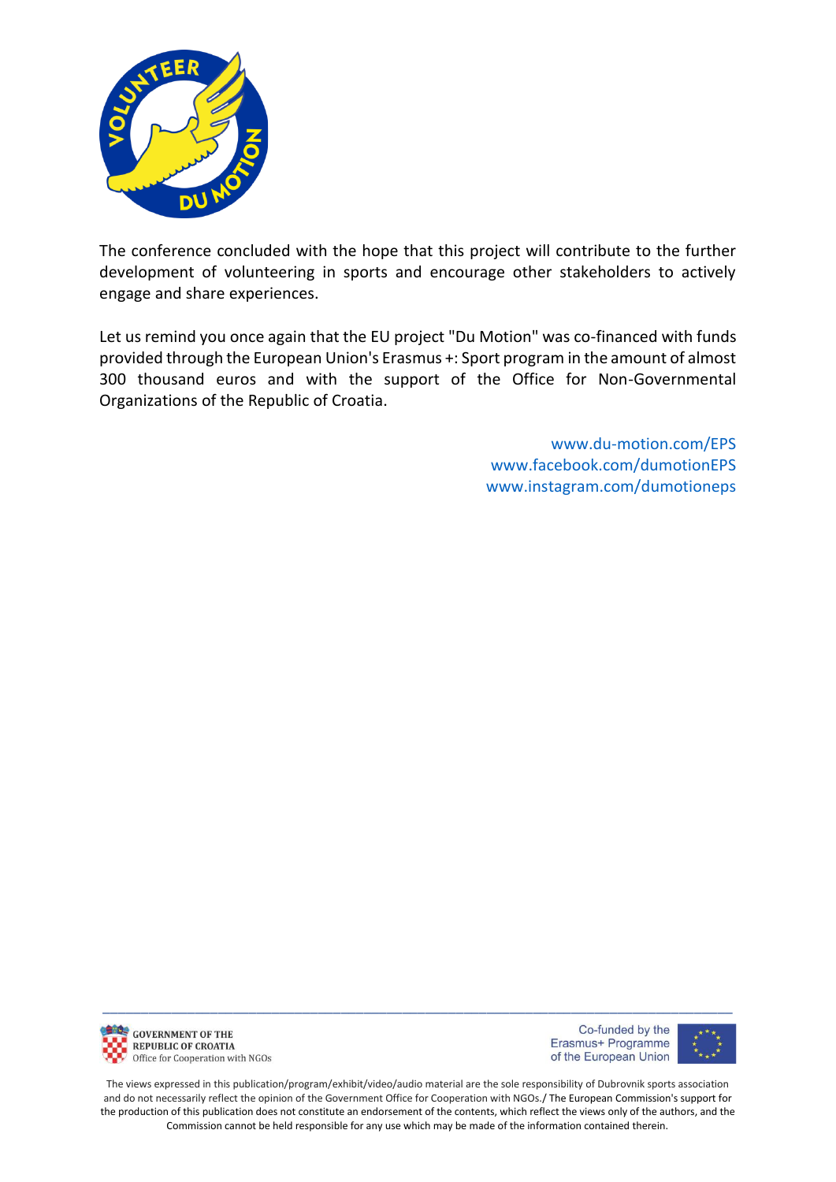The conference concluded with the hope that this project will contribute to the further development of volunteering in sports and encourage other stakeholders to actively engage and share experiences.

Let us remind you once again that the EU project "Du Motion" was co-financed with funds provided through the European Union's Erasmus +: Sport program in the amount of almost 300 thousand euros and with the support of the Office for Non-Governmental Organizations of the Republic of Croatia.

www.du-motion.com/EPS
www.facebook.com/dumotionEPS
www.instagram.com/dumotioneps

GOVERNMENT OF THE REPUBLIC OF CROATIA
Office for Cooperation with NGOs

Co-funded by the Erasmus+ Programme of the European Union

The views expressed in this publication/program/exhibit/video/audio material are the sole responsibility of Dubrovnik sports association and do not necessarily reflect the opinion of the Government Office for Cooperation with NGOs./ The European Commission's support for the production of this publication does not constitute an endorsement of the contents, which reflect the views only of the authors, and the Commission cannot be held responsible for any use which may be made of the information contained therein.